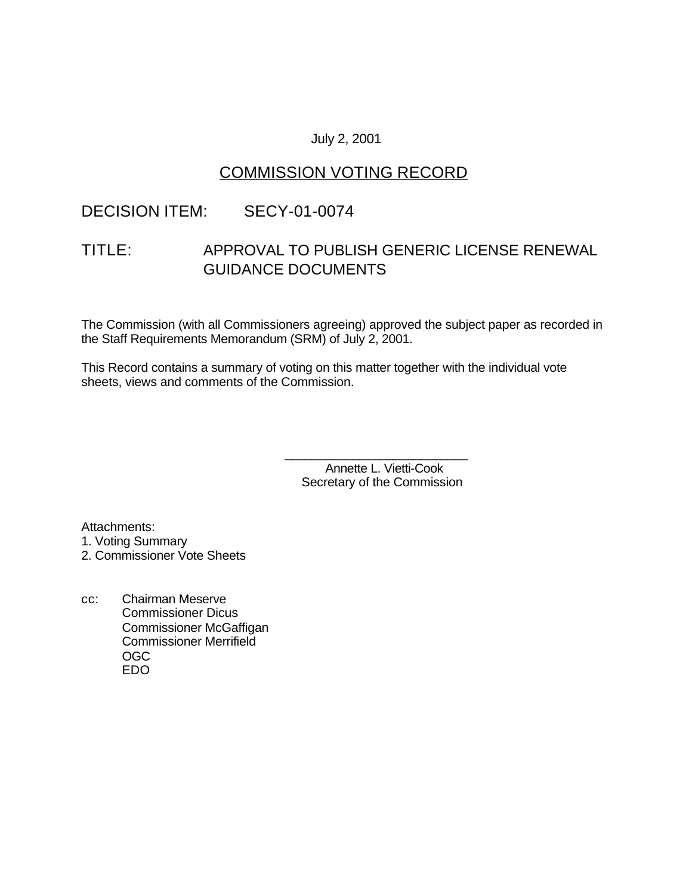July 2, 2001

# COMMISSION VOTING RECORD

DECISION ITEM: SECY-01-0074

TITLE: APPROVAL TO PUBLISH GENERIC LICENSE RENEWAL GUIDANCE DOCUMENTS

The Commission (with all Commissioners agreeing) approved the subject paper as recorded in the Staff Requirements Memorandum (SRM) of July 2, 2001.

This Record contains a summary of voting on this matter together with the individual vote sheets, views and comments of the Commission.

\_\_\_\_\_\_\_\_\_\_\_\_\_\_\_\_\_\_\_\_\_\_\_\_\_\_\_
Annette L. Vietti-Cook
Secretary of the Commission

Attachments:
1. Voting Summary
2. Commissioner Vote Sheets

cc: Chairman Meserve
Commissioner Dicus
Commissioner McGaffigan
Commissioner Merrifield
OGC
EDO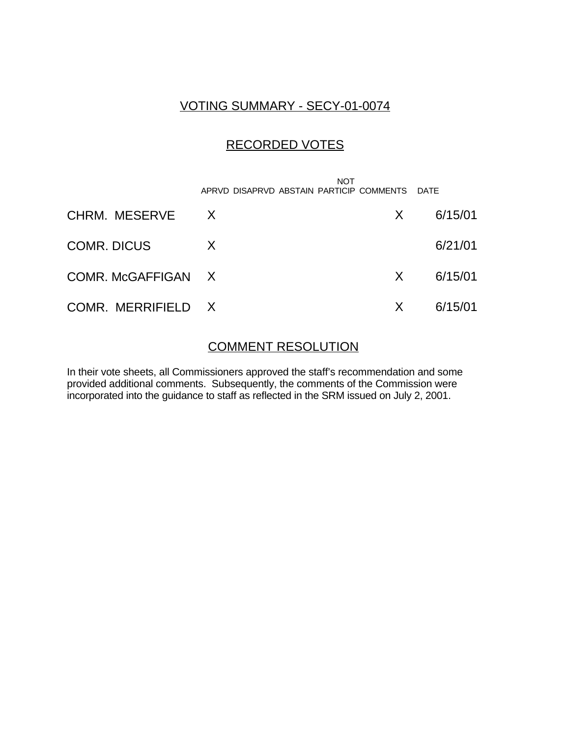## VOTING SUMMARY - SECY-01-0074

## RECORDED VOTES

| | APRVD | DISAPRVD | ABSTAIN | NOT PARTICIP | COMMENTS | DATE |
|---|---|---|---|---|---|---|
| CHRM. MESERVE | X | | | | X | 6/15/01 |
| COMR. DICUS | X | | | | | 6/21/01 |
| COMR. McGAFFIGAN | X | | | | X | 6/15/01 |
| COMR. MERRIFIELD | X | | | | X | 6/15/01 |

## COMMENT RESOLUTION

In their vote sheets, all Commissioners approved the staff's recommendation and some provided additional comments. Subsequently, the comments of the Commission were incorporated into the guidance to staff as reflected in the SRM issued on July 2, 2001.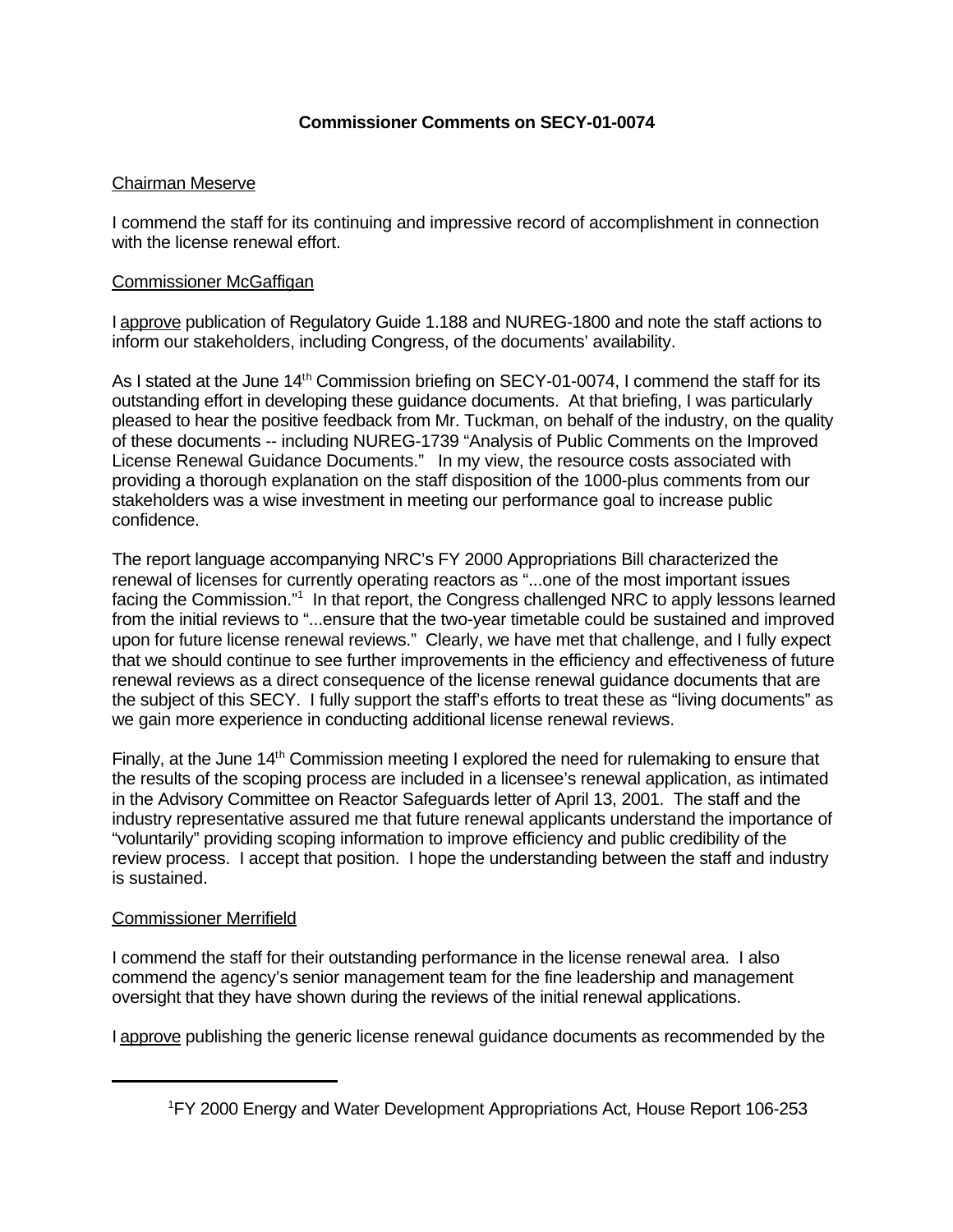**Commissioner Comments on SECY-01-0074**

Chairman Meserve

I commend the staff for its continuing and impressive record of accomplishment in connection with the license renewal effort.

Commissioner McGaffigan

I approve publication of Regulatory Guide 1.188 and NUREG-1800 and note the staff actions to inform our stakeholders, including Congress, of the documents' availability.

As I stated at the June 14th Commission briefing on SECY-01-0074, I commend the staff for its outstanding effort in developing these guidance documents. At that briefing, I was particularly pleased to hear the positive feedback from Mr. Tuckman, on behalf of the industry, on the quality of these documents -- including NUREG-1739 "Analysis of Public Comments on the Improved License Renewal Guidance Documents." In my view, the resource costs associated with providing a thorough explanation on the staff disposition of the 1000-plus comments from our stakeholders was a wise investment in meeting our performance goal to increase public confidence.

The report language accompanying NRC's FY 2000 Appropriations Bill characterized the renewal of licenses for currently operating reactors as "...one of the most important issues facing the Commission."[1] In that report, the Congress challenged NRC to apply lessons learned from the initial reviews to "...ensure that the two-year timetable could be sustained and improved upon for future license renewal reviews." Clearly, we have met that challenge, and I fully expect that we should continue to see further improvements in the efficiency and effectiveness of future renewal reviews as a direct consequence of the license renewal guidance documents that are the subject of this SECY. I fully support the staff's efforts to treat these as "living documents" as we gain more experience in conducting additional license renewal reviews.

Finally, at the June 14th Commission meeting I explored the need for rulemaking to ensure that the results of the scoping process are included in a licensee's renewal application, as intimated in the Advisory Committee on Reactor Safeguards letter of April 13, 2001. The staff and the industry representative assured me that future renewal applicants understand the importance of "voluntarily" providing scoping information to improve efficiency and public credibility of the review process. I accept that position. I hope the understanding between the staff and industry is sustained.

Commissioner Merrifield

I commend the staff for their outstanding performance in the license renewal area. I also commend the agency's senior management team for the fine leadership and management oversight that they have shown during the reviews of the initial renewal applications.

I approve publishing the generic license renewal guidance documents as recommended by the

---

[1] FY 2000 Energy and Water Development Appropriations Act, House Report 106-253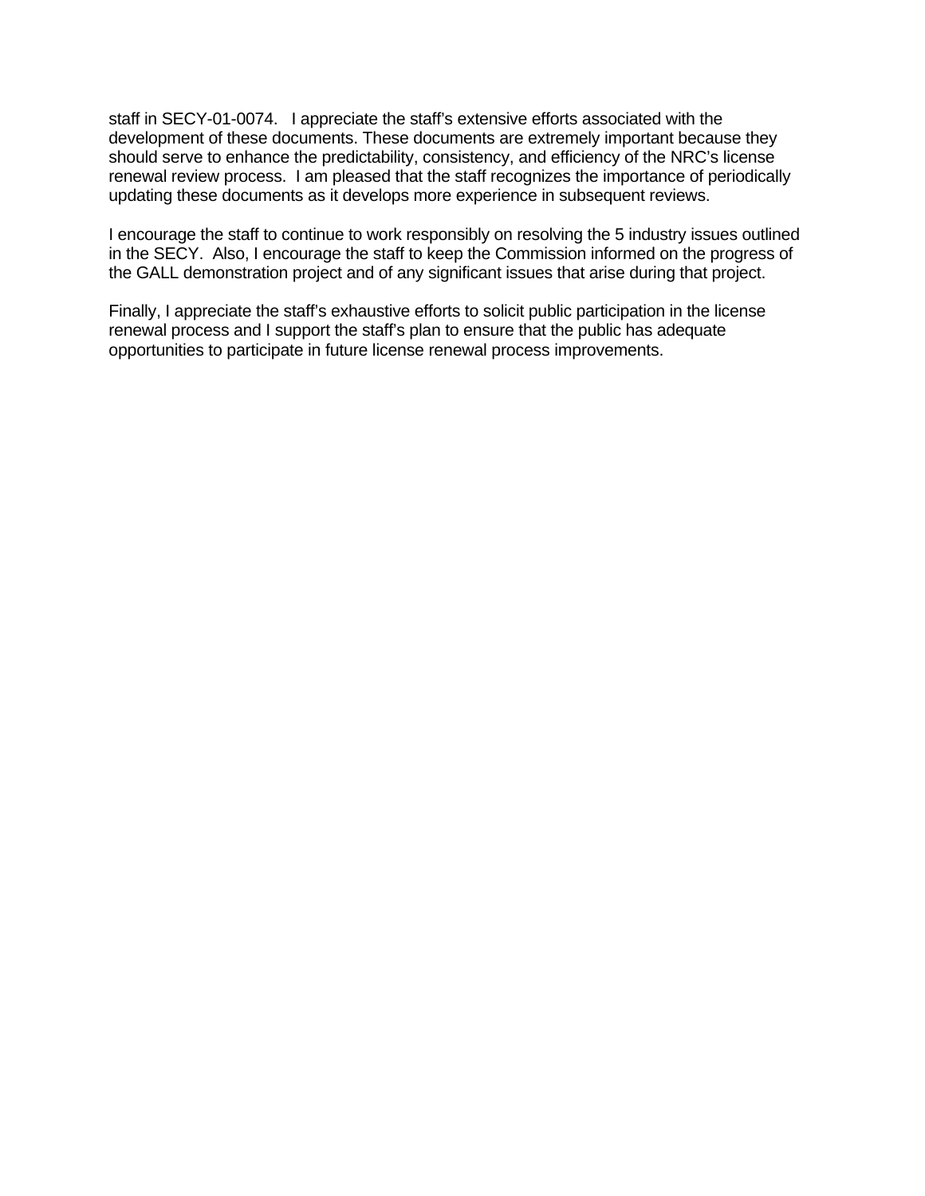staff in SECY-01-0074. I appreciate the staff's extensive efforts associated with the development of these documents. These documents are extremely important because they should serve to enhance the predictability, consistency, and efficiency of the NRC's license renewal review process. I am pleased that the staff recognizes the importance of periodically updating these documents as it develops more experience in subsequent reviews.

I encourage the staff to continue to work responsibly on resolving the 5 industry issues outlined in the SECY. Also, I encourage the staff to keep the Commission informed on the progress of the GALL demonstration project and of any significant issues that arise during that project.

Finally, I appreciate the staff's exhaustive efforts to solicit public participation in the license renewal process and I support the staff's plan to ensure that the public has adequate opportunities to participate in future license renewal process improvements.